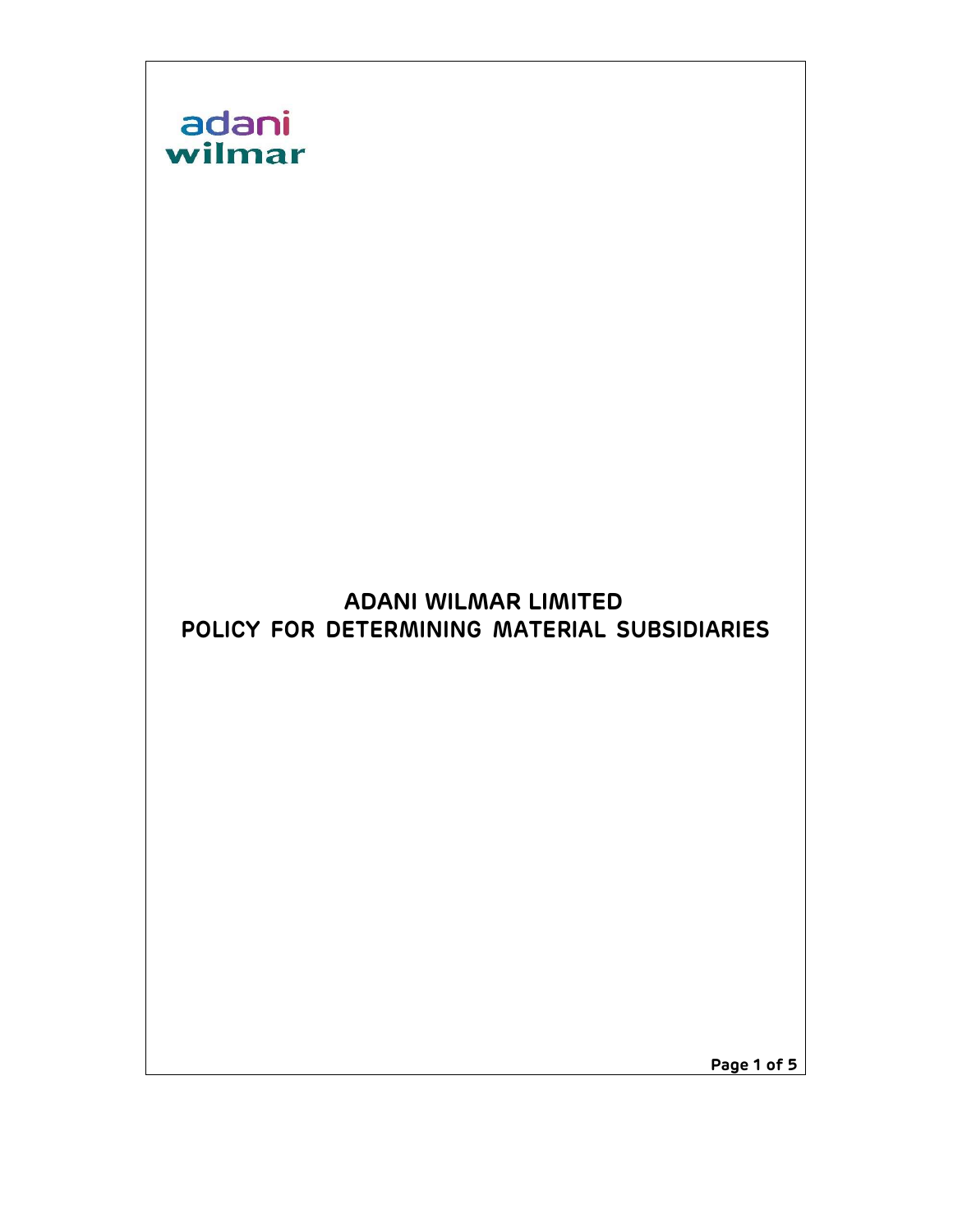adani
wilmar

# ADANI WILMAR LIMITED
# POLICY FOR DETERMINING MATERIAL SUBSIDIARIES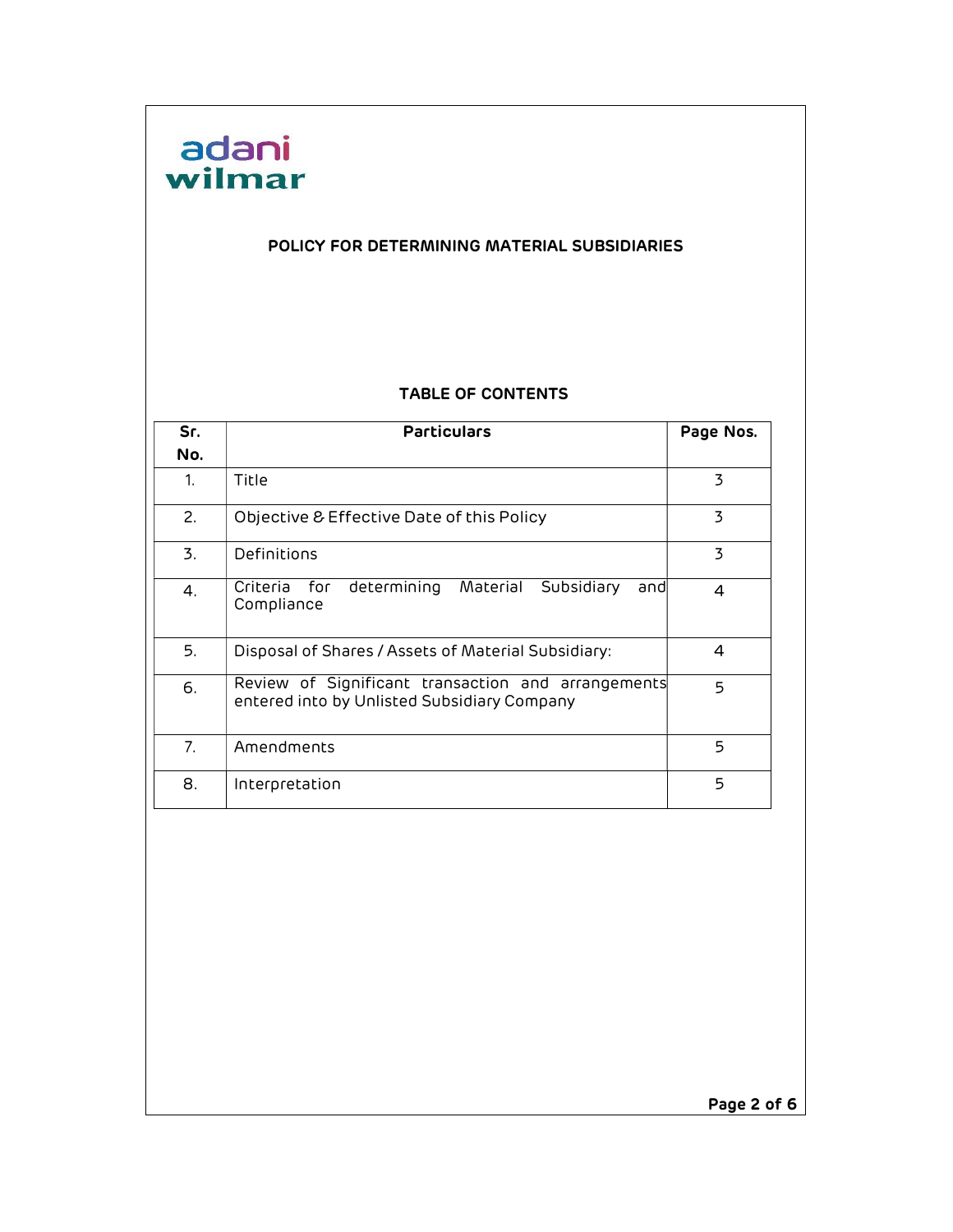adani wilmar

# POLICY FOR DETERMINING MATERIAL SUBSIDIARIES

## TABLE OF CONTENTS

| Sr. No. | Particulars | Page Nos. |
|---|---|---|
| 1. | Title | 3 |
| 2. | Objective & Effective Date of this Policy | 3 |
| 3. | Definitions | 3 |
| 4. | Criteria for determining Material Subsidiary and Compliance | 4 |
| 5. | Disposal of Shares / Assets of Material Subsidiary: | 4 |
| 6. | Review of Significant transaction and arrangements entered into by Unlisted Subsidiary Company | 5 |
| 7. | Amendments | 5 |
| 8. | Interpretation | 5 |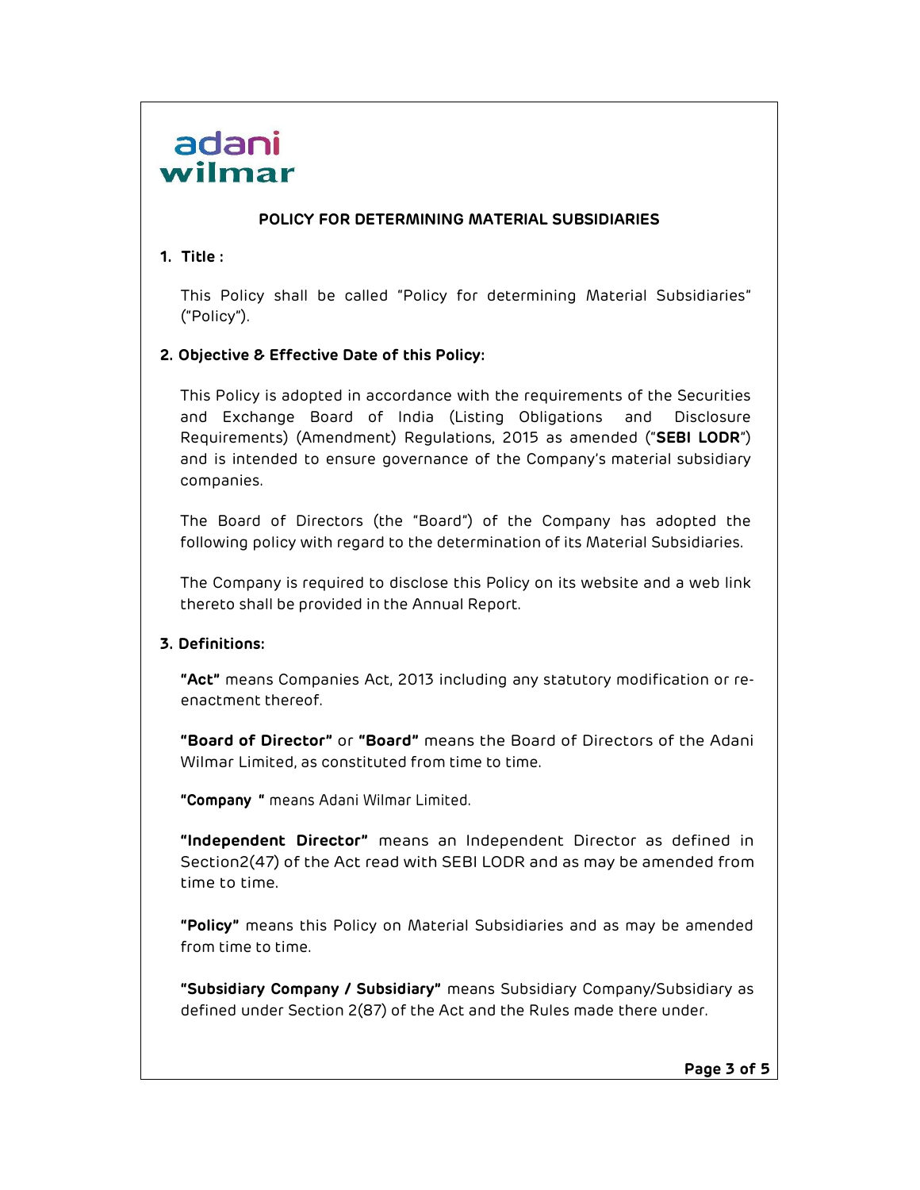adani wilmar

# POLICY FOR DETERMINING MATERIAL SUBSIDIARIES

## 1. Title :

This Policy shall be called "Policy for determining Material Subsidiaries" ("Policy").

## 2. Objective & Effective Date of this Policy:

This Policy is adopted in accordance with the requirements of the Securities and Exchange Board of India (Listing Obligations and Disclosure Requirements) (Amendment) Regulations, 2015 as amended ("**SEBI LODR**") and is intended to ensure governance of the Company's material subsidiary companies.

The Board of Directors (the "Board") of the Company has adopted the following policy with regard to the determination of its Material Subsidiaries.

The Company is required to disclose this Policy on its website and a web link thereto shall be provided in the Annual Report.

## 3. Definitions:

**"Act"** means Companies Act, 2013 including any statutory modification or re-enactment thereof.

**"Board of Director"** or **"Board"** means the Board of Directors of the Adani Wilmar Limited, as constituted from time to time.

**"Company "** means Adani Wilmar Limited.

**"Independent Director"** means an Independent Director as defined in Section2(47) of the Act read with SEBI LODR and as may be amended from time to time.

**"Policy"** means this Policy on Material Subsidiaries and as may be amended from time to time.

**"Subsidiary Company / Subsidiary"** means Subsidiary Company/Subsidiary as defined under Section 2(87) of the Act and the Rules made there under.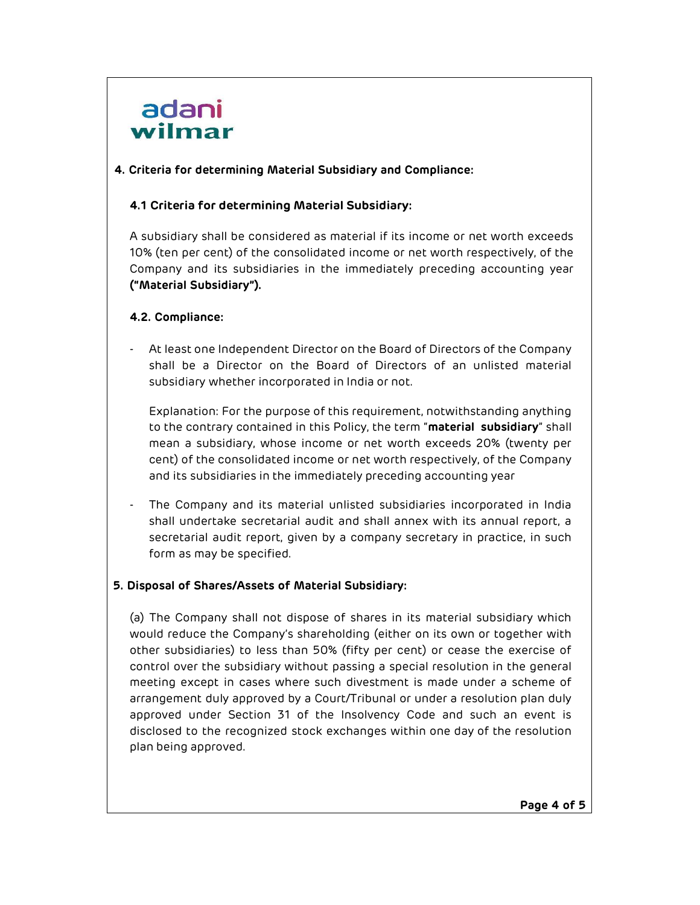## 4. Criteria for determining Material Subsidiary and Compliance:

### 4.1 Criteria for determining Material Subsidiary:

A subsidiary shall be considered as material if its income or net worth exceeds 10% (ten per cent) of the consolidated income or net worth respectively, of the Company and its subsidiaries in the immediately preceding accounting year **("Material Subsidiary").**

### 4.2. Compliance:

- At least one Independent Director on the Board of Directors of the Company shall be a Director on the Board of Directors of an unlisted material subsidiary whether incorporated in India or not.

  Explanation: For the purpose of this requirement, notwithstanding anything to the contrary contained in this Policy, the term "**material subsidiary**" shall mean a subsidiary, whose income or net worth exceeds 20% (twenty per cent) of the consolidated income or net worth respectively, of the Company and its subsidiaries in the immediately preceding accounting year

- The Company and its material unlisted subsidiaries incorporated in India shall undertake secretarial audit and shall annex with its annual report, a secretarial audit report, given by a company secretary in practice, in such form as may be specified.

## 5. Disposal of Shares/Assets of Material Subsidiary:

(a) The Company shall not dispose of shares in its material subsidiary which would reduce the Company's shareholding (either on its own or together with other subsidiaries) to less than 50% (fifty per cent) or cease the exercise of control over the subsidiary without passing a special resolution in the general meeting except in cases where such divestment is made under a scheme of arrangement duly approved by a Court/Tribunal or under a resolution plan duly approved under Section 31 of the Insolvency Code and such an event is disclosed to the recognized stock exchanges within one day of the resolution plan being approved.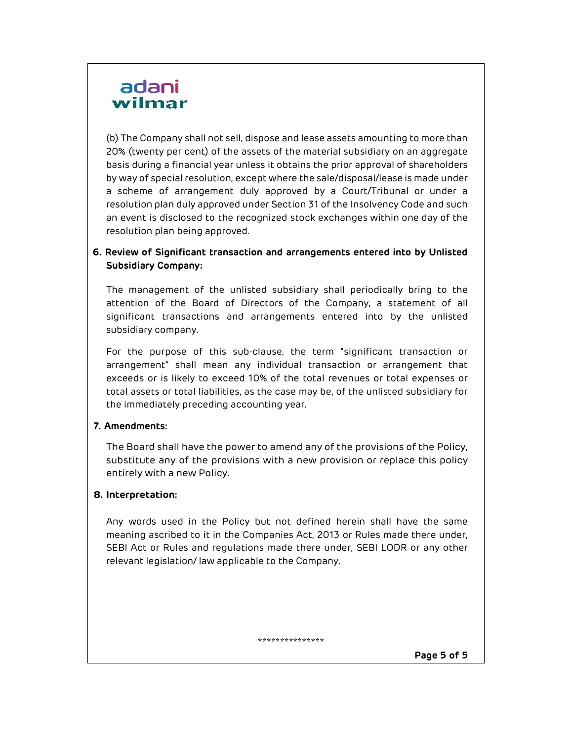(b) The Company shall not sell, dispose and lease assets amounting to more than 20% (twenty per cent) of the assets of the material subsidiary on an aggregate basis during a financial year unless it obtains the prior approval of shareholders by way of special resolution, except where the sale/disposal/lease is made under a scheme of arrangement duly approved by a Court/Tribunal or under a resolution plan duly approved under Section 31 of the Insolvency Code and such an event is disclosed to the recognized stock exchanges within one day of the resolution plan being approved.

**6. Review of Significant transaction and arrangements entered into by Unlisted Subsidiary Company:**

The management of the unlisted subsidiary shall periodically bring to the attention of the Board of Directors of the Company, a statement of all significant transactions and arrangements entered into by the unlisted subsidiary company.

For the purpose of this sub-clause, the term "significant transaction or arrangement" shall mean any individual transaction or arrangement that exceeds or is likely to exceed 10% of the total revenues or total expenses or total assets or total liabilities, as the case may be, of the unlisted subsidiary for the immediately preceding accounting year.

**7. Amendments:**

The Board shall have the power to amend any of the provisions of the Policy, substitute any of the provisions with a new provision or replace this policy entirely with a new Policy.

**8. Interpretation:**

Any words used in the Policy but not defined herein shall have the same meaning ascribed to it in the Companies Act, 2013 or Rules made there under, SEBI Act or Rules and regulations made there under, SEBI LODR or any other relevant legislation/ law applicable to the Company.

***************